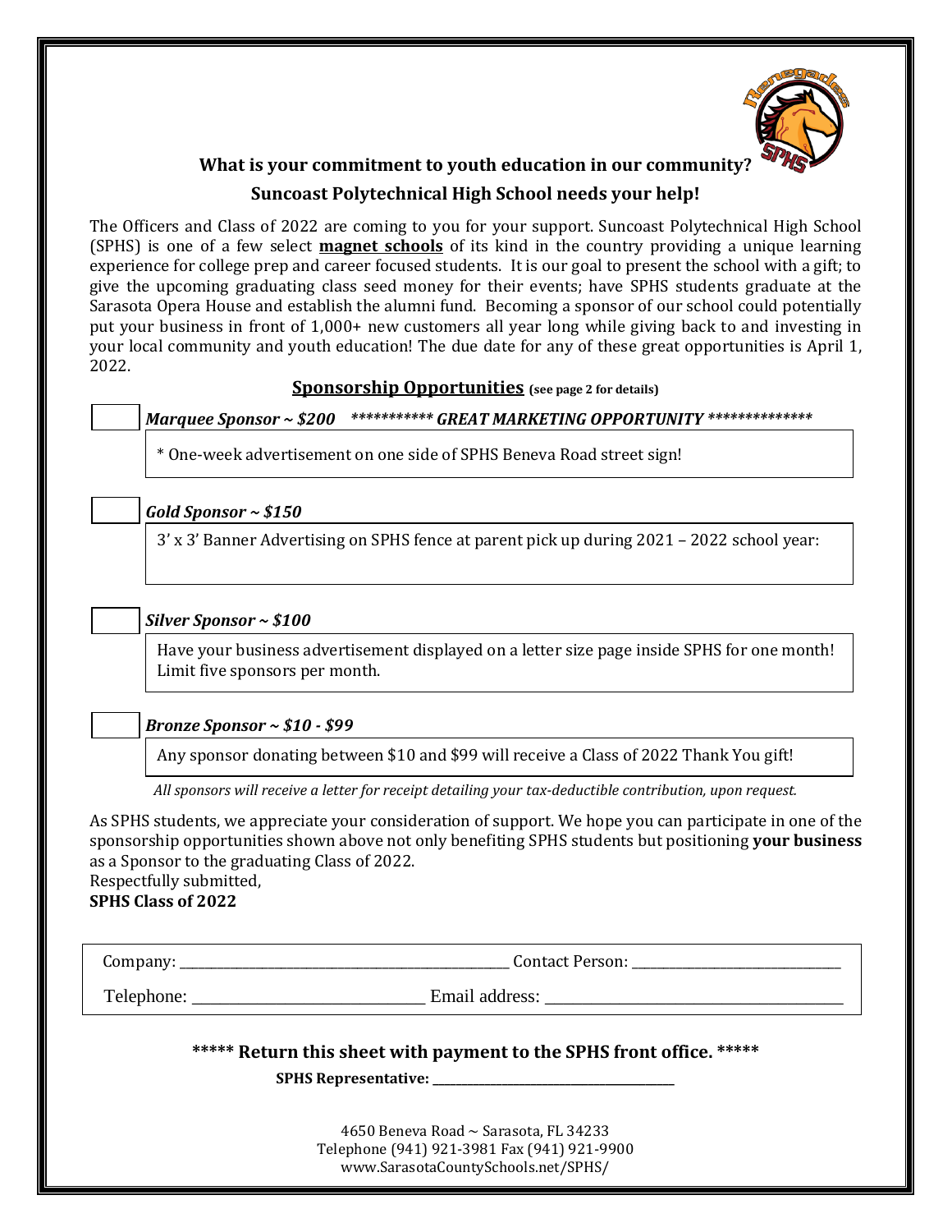**What is your commitment to youth education in our community?**

**Suncoast Polytechnical High School needs your help!**

The Officers and Class of 2022 are coming to you for your support. Suncoast Polytechnical High School (SPHS) is one of a few select **magnet schools** of its kind in the country providing a unique learning experience for college prep and career focused students. It is our goal to present the school with a gift; to give the upcoming graduating class seed money for their events; have SPHS students graduate at the Sarasota Opera House and establish the alumni fund. Becoming a sponsor of our school could potentially put your business in front of 1,000+ new customers all year long while giving back to and investing in your local community and youth education! The due date for any of these great opportunities is April 1, 2022.

## Sponsorship Opportunities (see page 2 for details)

☐ ***Marquee Sponsor ~ $200*** ***\*\*\*\*\*\*\*\*\*\*\* GREAT MARKETING OPPORTUNITY \*\*\*\*\*\*\*\*\*\*\*\*\*\****

\* One-week advertisement on one side of SPHS Beneva Road street sign!

☐ ***Gold Sponsor ~ $150***

3' x 3' Banner Advertising on SPHS fence at parent pick up during 2021 – 2022 school year:

☐ ***Silver Sponsor ~ $100***

Have your business advertisement displayed on a letter size page inside SPHS for one month! Limit five sponsors per month.

☐ ***Bronze Sponsor ~ $10 - $99***

Any sponsor donating between $10 and $99 will receive a Class of 2022 Thank You gift!

*All sponsors will receive a letter for receipt detailing your tax-deductible contribution, upon request.*

As SPHS students, we appreciate your consideration of support. We hope you can participate in one of the sponsorship opportunities shown above not only benefiting SPHS students but positioning **your business** as a Sponsor to the graduating Class of 2022.

Respectfully submitted,

**SPHS Class of 2022**

Company: \_\_\_\_\_\_\_\_\_\_\_\_\_\_\_\_\_\_\_\_\_\_\_\_\_\_\_\_\_\_ Contact Person: \_\_\_\_\_\_\_\_\_\_\_\_\_\_\_\_\_\_\_\_

Telephone: \_\_\_\_\_\_\_\_\_\_\_\_\_\_\_\_\_\_\_\_\_\_\_\_ Email address: \_\_\_\_\_\_\_\_\_\_\_\_\_\_\_\_\_\_\_\_\_\_\_\_\_\_\_\_\_\_

**\*\*\*\*\* Return this sheet with payment to the SPHS front office. \*\*\*\*\***

**SPHS Representative: \_\_\_\_\_\_\_\_\_\_\_\_\_\_\_\_\_\_\_\_\_\_\_\_\_\_\_\_\_\_**

4650 Beneva Road ~ Sarasota, FL 34233
Telephone (941) 921-3981 Fax (941) 921-9900
www.SarasotaCountySchools.net/SPHS/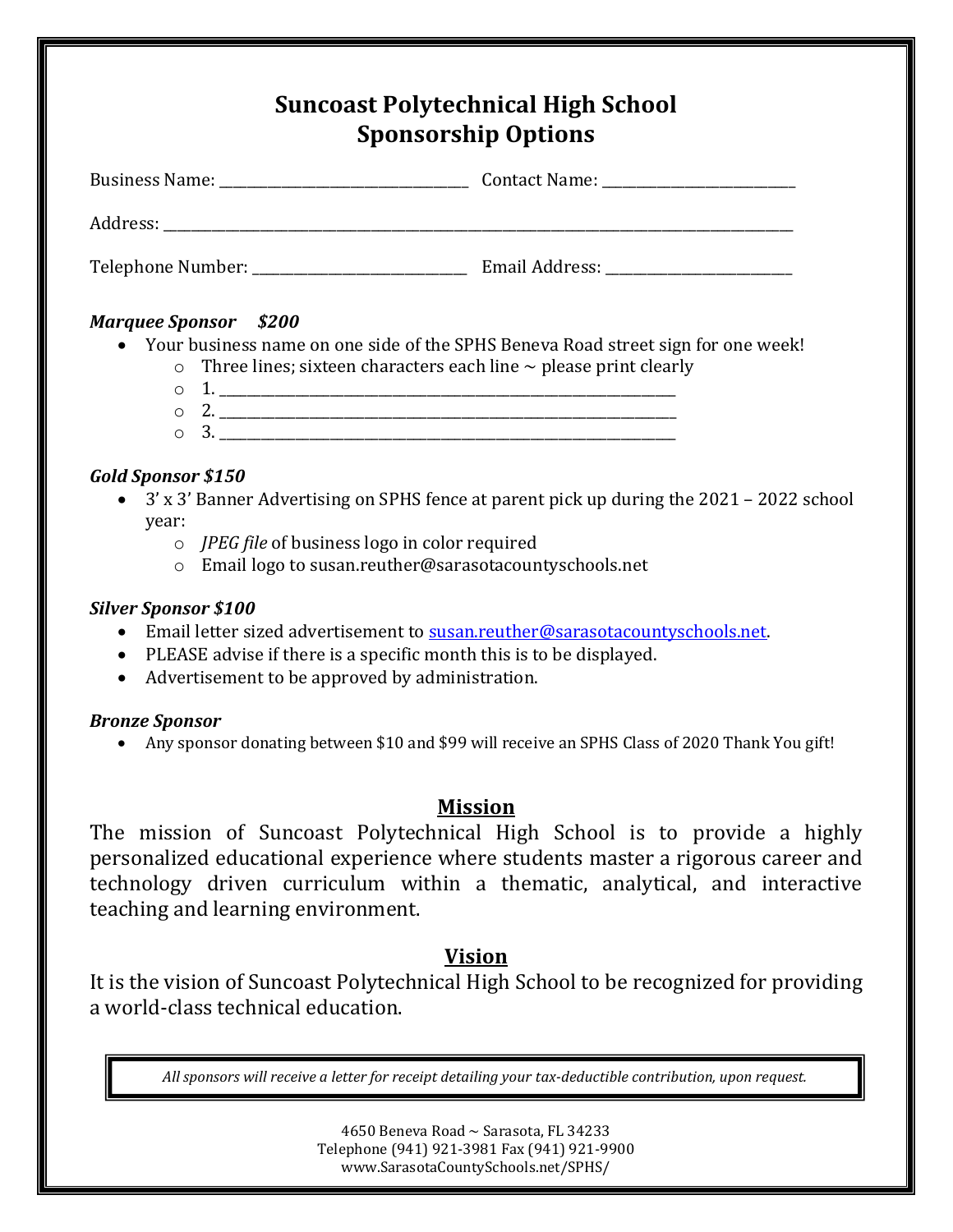# Suncoast Polytechnical High School
# Sponsorship Options

Business Name: ______________________________ Contact Name: ________________________

Address: ________________________________________________________________________________

Telephone Number: __________________________ Email Address: _______________________

***Marquee Sponsor $200***

- Your business name on one side of the SPHS Beneva Road street sign for one week!
  - Three lines; sixteen characters each line ~ please print clearly
  - 1. ____________________________________________________________
  - 2. ____________________________________________________________
  - 3. ____________________________________________________________

***Gold Sponsor $150***

- 3' x 3' Banner Advertising on SPHS fence at parent pick up during the 2021 – 2022 school year:
  - *JPEG file* of business logo in color required
  - Email logo to susan.reuther@sarasotacountyschools.net

***Silver Sponsor $100***

- Email letter sized advertisement to susan.reuther@sarasotacountyschools.net.
- PLEASE advise if there is a specific month this is to be displayed.
- Advertisement to be approved by administration.

***Bronze Sponsor***

- Any sponsor donating between $10 and $99 will receive an SPHS Class of 2020 Thank You gift!

## Mission

The mission of Suncoast Polytechnical High School is to provide a highly personalized educational experience where students master a rigorous career and technology driven curriculum within a thematic, analytical, and interactive teaching and learning environment.

## Vision

It is the vision of Suncoast Polytechnical High School to be recognized for providing a world-class technical education.

*All sponsors will receive a letter for receipt detailing your tax-deductible contribution, upon request.*

4650 Beneva Road ~ Sarasota, FL 34233
Telephone (941) 921-3981 Fax (941) 921-9900
www.SarasotaCountySchools.net/SPHS/